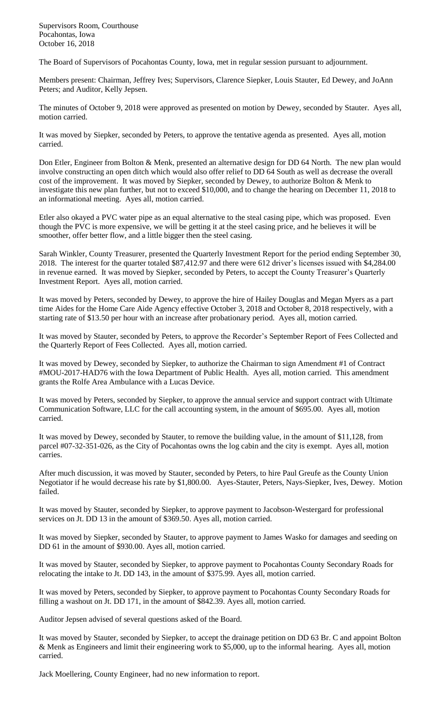Supervisors Room, Courthouse
Pocahontas, Iowa
October 16, 2018

The Board of Supervisors of Pocahontas County, Iowa, met in regular session pursuant to adjournment.

Members present: Chairman, Jeffrey Ives; Supervisors, Clarence Siepker, Louis Stauter, Ed Dewey, and JoAnn Peters; and Auditor, Kelly Jepsen.

The minutes of October 9, 2018 were approved as presented on motion by Dewey, seconded by Stauter. Ayes all, motion carried.

It was moved by Siepker, seconded by Peters, to approve the tentative agenda as presented. Ayes all, motion carried.

Don Etler, Engineer from Bolton & Menk, presented an alternative design for DD 64 North. The new plan would involve constructing an open ditch which would also offer relief to DD 64 South as well as decrease the overall cost of the improvement. It was moved by Siepker, seconded by Dewey, to authorize Bolton & Menk to investigate this new plan further, but not to exceed $10,000, and to change the hearing on December 11, 2018 to an informational meeting. Ayes all, motion carried.

Etler also okayed a PVC water pipe as an equal alternative to the steal casing pipe, which was proposed. Even though the PVC is more expensive, we will be getting it at the steel casing price, and he believes it will be smoother, offer better flow, and a little bigger then the steel casing.

Sarah Winkler, County Treasurer, presented the Quarterly Investment Report for the period ending September 30, 2018. The interest for the quarter totaled $87,412.97 and there were 612 driver's licenses issued with $4,284.00 in revenue earned. It was moved by Siepker, seconded by Peters, to accept the County Treasurer's Quarterly Investment Report. Ayes all, motion carried.

It was moved by Peters, seconded by Dewey, to approve the hire of Hailey Douglas and Megan Myers as a part time Aides for the Home Care Aide Agency effective October 3, 2018 and October 8, 2018 respectively, with a starting rate of $13.50 per hour with an increase after probationary period. Ayes all, motion carried.

It was moved by Stauter, seconded by Peters, to approve the Recorder's September Report of Fees Collected and the Quarterly Report of Fees Collected. Ayes all, motion carried.

It was moved by Dewey, seconded by Siepker, to authorize the Chairman to sign Amendment #1 of Contract #MOU-2017-HAD76 with the Iowa Department of Public Health. Ayes all, motion carried. This amendment grants the Rolfe Area Ambulance with a Lucas Device.

It was moved by Peters, seconded by Siepker, to approve the annual service and support contract with Ultimate Communication Software, LLC for the call accounting system, in the amount of $695.00. Ayes all, motion carried.

It was moved by Dewey, seconded by Stauter, to remove the building value, in the amount of $11,128, from parcel #07-32-351-026, as the City of Pocahontas owns the log cabin and the city is exempt. Ayes all, motion carries.

After much discussion, it was moved by Stauter, seconded by Peters, to hire Paul Greufe as the County Union Negotiator if he would decrease his rate by $1,800.00. Ayes-Stauter, Peters, Nays-Siepker, Ives, Dewey. Motion failed.

It was moved by Stauter, seconded by Siepker, to approve payment to Jacobson-Westergard for professional services on Jt. DD 13 in the amount of $369.50. Ayes all, motion carried.

It was moved by Siepker, seconded by Stauter, to approve payment to James Wasko for damages and seeding on DD 61 in the amount of $930.00. Ayes all, motion carried.

It was moved by Stauter, seconded by Siepker, to approve payment to Pocahontas County Secondary Roads for relocating the intake to Jt. DD 143, in the amount of $375.99. Ayes all, motion carried.

It was moved by Peters, seconded by Siepker, to approve payment to Pocahontas County Secondary Roads for filling a washout on Jt. DD 171, in the amount of $842.39. Ayes all, motion carried.

Auditor Jepsen advised of several questions asked of the Board.

It was moved by Stauter, seconded by Siepker, to accept the drainage petition on DD 63 Br. C and appoint Bolton & Menk as Engineers and limit their engineering work to $5,000, up to the informal hearing. Ayes all, motion carried.

Jack Moellering, County Engineer, had no new information to report.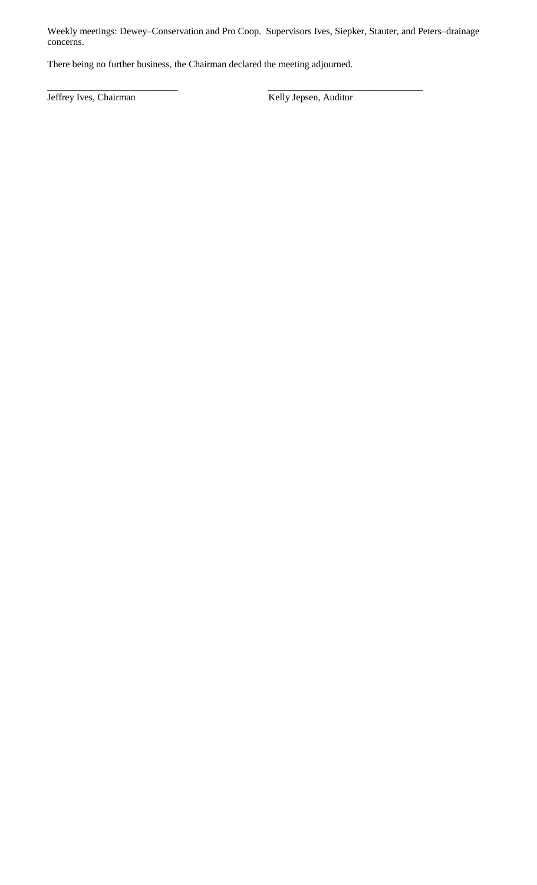Weekly meetings: Dewey–Conservation and Pro Coop. Supervisors Ives, Siepker, Stauter, and Peters–drainage concerns.

There being no further business, the Chairman declared the meeting adjourned.

| | |
|---|---|
| ___________________________ | ________________________________ |
| Jeffrey Ives, Chairman | Kelly Jepsen, Auditor |